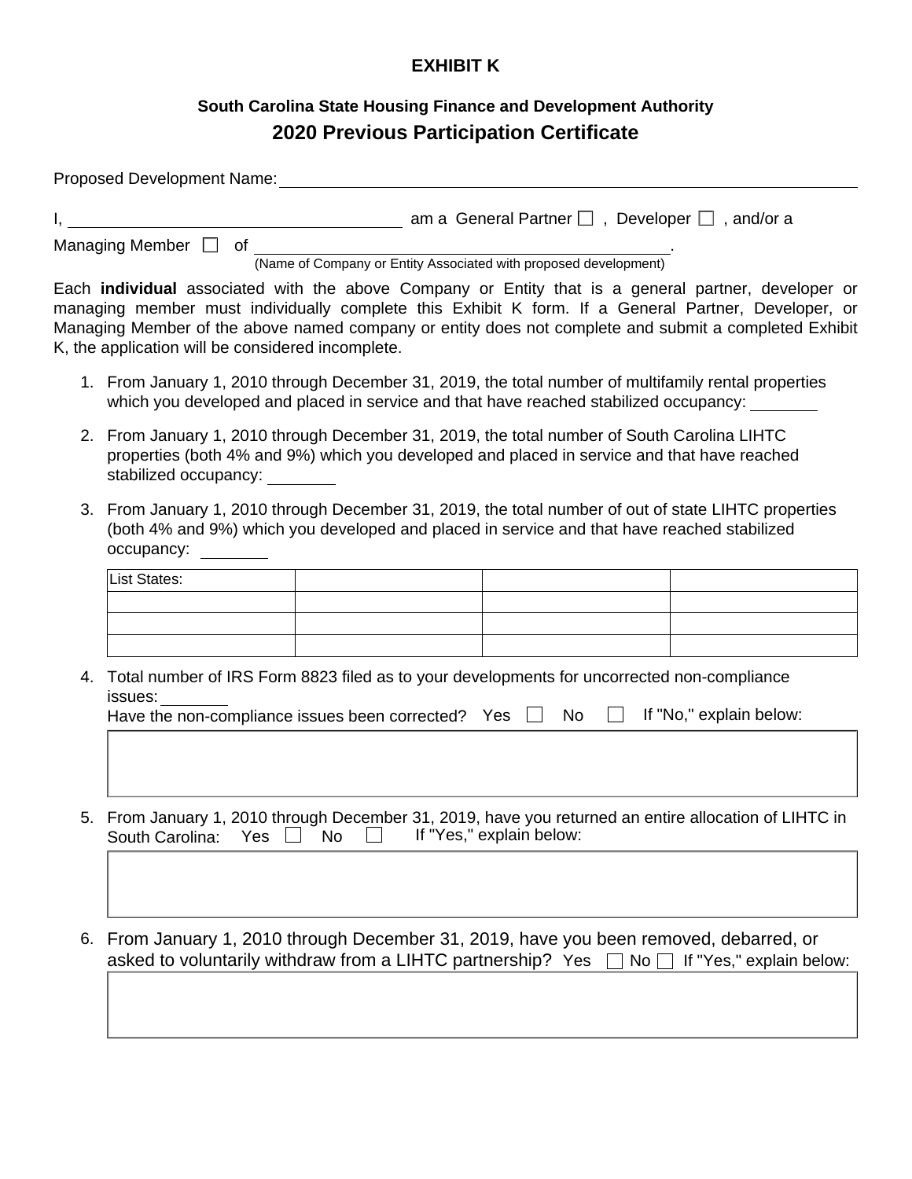# EXHIBIT K

## South Carolina State Housing Finance and Development Authority

## 2020 Previous Participation Certificate

Proposed Development Name: ______________________________________________

I, ______________________________ am a General Partner ☐ , Developer ☐ , and/or a Managing Member ☐ of ______________________________.
(Name of Company or Entity Associated with proposed development)

Each **individual** associated with the above Company or Entity that is a general partner, developer or managing member must individually complete this Exhibit K form. If a General Partner, Developer, or Managing Member of the above named company or entity does not complete and submit a completed Exhibit K, the application will be considered incomplete.

1. From January 1, 2010 through December 31, 2019, the total number of multifamily rental properties which you developed and placed in service and that have reached stabilized occupancy: ________

2. From January 1, 2010 through December 31, 2019, the total number of South Carolina LIHTC properties (both 4% and 9%) which you developed and placed in service and that have reached stabilized occupancy: ________

3. From January 1, 2010 through December 31, 2019, the total number of out of state LIHTC properties (both 4% and 9%) which you developed and placed in service and that have reached stabilized occupancy: ________

| List States: | | | |
|---|---|---|---|
| | | | |
| | | | |
| | | | |

4. Total number of IRS Form 8823 filed as to your developments for uncorrected non-compliance issues: ________
   Have the non-compliance issues been corrected? Yes ☐ No ☐ If "No," explain below:

5. From January 1, 2010 through December 31, 2019, have you returned an entire allocation of LIHTC in South Carolina: Yes ☐ No ☐ If "Yes," explain below:

6. From January 1, 2010 through December 31, 2019, have you been removed, debarred, or asked to voluntarily withdraw from a LIHTC partnership? Yes ☐ No ☐ If "Yes," explain below: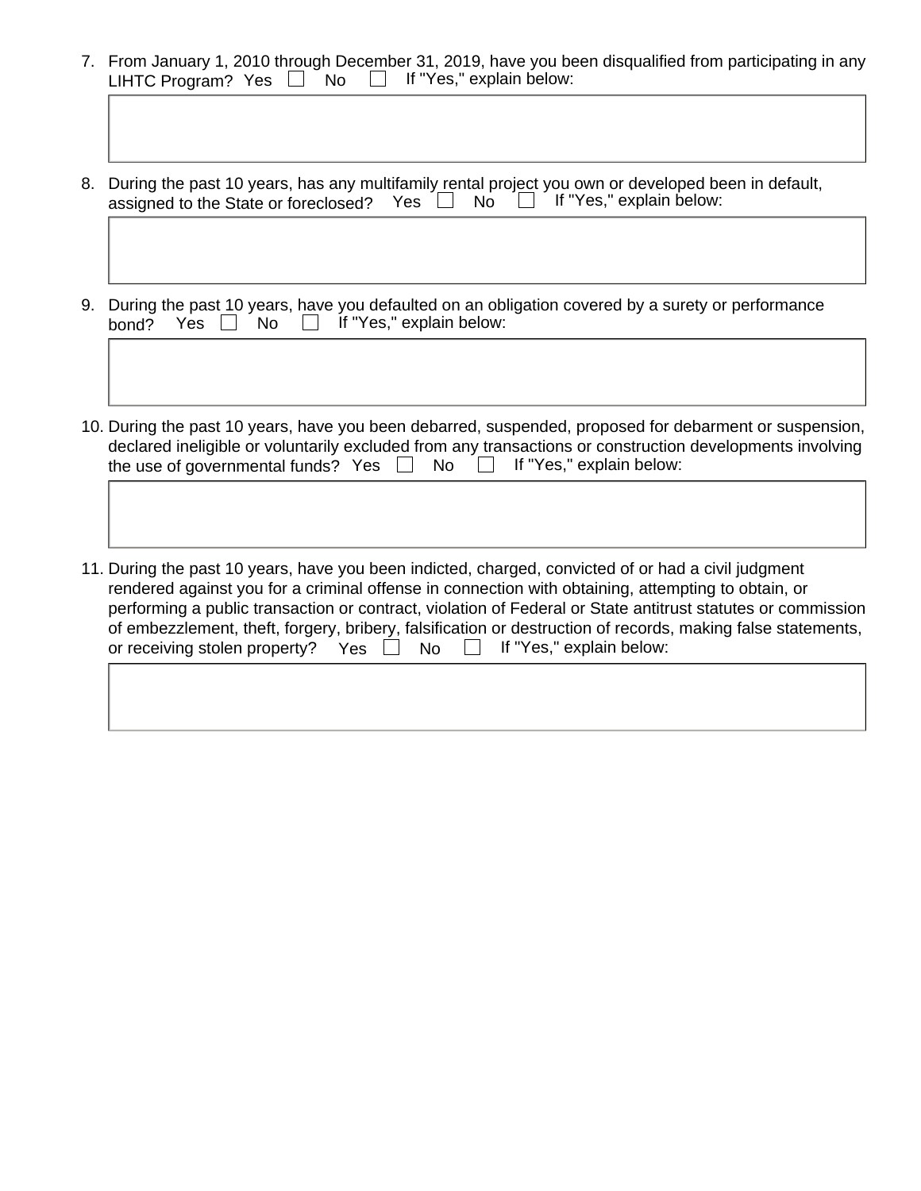7. From January 1, 2010 through December 31, 2019, have you been disqualified from participating in any LIHTC Program? Yes ☐ No ☐ If "Yes," explain below:

8. During the past 10 years, has any multifamily rental project you own or developed been in default, assigned to the State or foreclosed? Yes ☐ No ☐ If "Yes," explain below:

9. During the past 10 years, have you defaulted on an obligation covered by a surety or performance bond? Yes ☐ No ☐ If "Yes," explain below:

10. During the past 10 years, have you been debarred, suspended, proposed for debarment or suspension, declared ineligible or voluntarily excluded from any transactions or construction developments involving the use of governmental funds? Yes ☐ No ☐ If "Yes," explain below:

11. During the past 10 years, have you been indicted, charged, convicted of or had a civil judgment rendered against you for a criminal offense in connection with obtaining, attempting to obtain, or performing a public transaction or contract, violation of Federal or State antitrust statutes or commission of embezzlement, theft, forgery, bribery, falsification or destruction of records, making false statements, or receiving stolen property? Yes ☐ No ☐ If "Yes," explain below: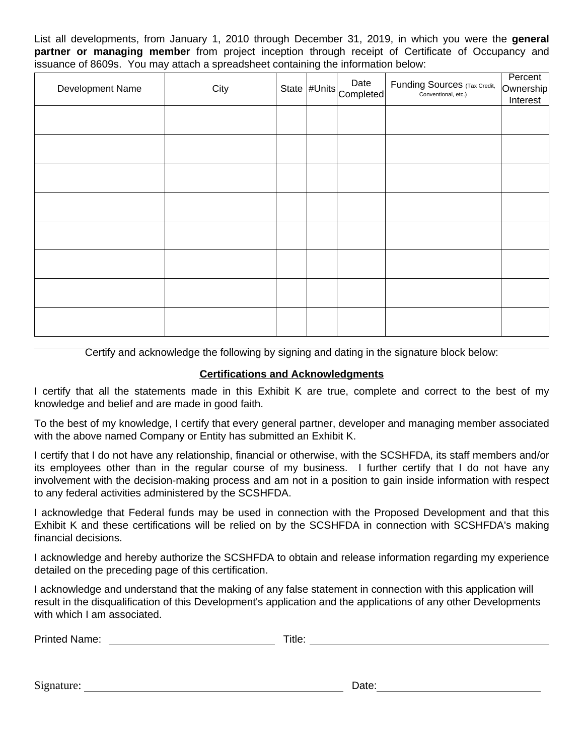List all developments, from January 1, 2010 through December 31, 2019, in which you were the **general partner or managing member** from project inception through receipt of Certificate of Occupancy and issuance of 8609s. You may attach a spreadsheet containing the information below:

| Development Name | City | State | #Units | Date Completed | Funding Sources (Tax Credit, Conventional, etc.) | Percent Ownership Interest |
|---|---|---|---|---|---|---|
| | | | | | | |
| | | | | | | |
| | | | | | | |
| | | | | | | |
| | | | | | | |
| | | | | | | |
| | | | | | | |
| | | | | | | |

Certify and acknowledge the following by signing and dating in the signature block below:

**Certifications and Acknowledgments**

I certify that all the statements made in this Exhibit K are true, complete and correct to the best of my knowledge and belief and are made in good faith.

To the best of my knowledge, I certify that every general partner, developer and managing member associated with the above named Company or Entity has submitted an Exhibit K.

I certify that I do not have any relationship, financial or otherwise, with the SCSHFDA, its staff members and/or its employees other than in the regular course of my business. I further certify that I do not have any involvement with the decision-making process and am not in a position to gain inside information with respect to any federal activities administered by the SCSHFDA.

I acknowledge that Federal funds may be used in connection with the Proposed Development and that this Exhibit K and these certifications will be relied on by the SCSHFDA in connection with SCSHFDA's making financial decisions.

I acknowledge and hereby authorize the SCSHFDA to obtain and release information regarding my experience detailed on the preceding page of this certification.

I acknowledge and understand that the making of any false statement in connection with this application will result in the disqualification of this Development's application and the applications of any other Developments with which I am associated.

Printed Name: ______________________________ Title: ____________________________________________

Signature: ______________________________________________ Date: ______________________________